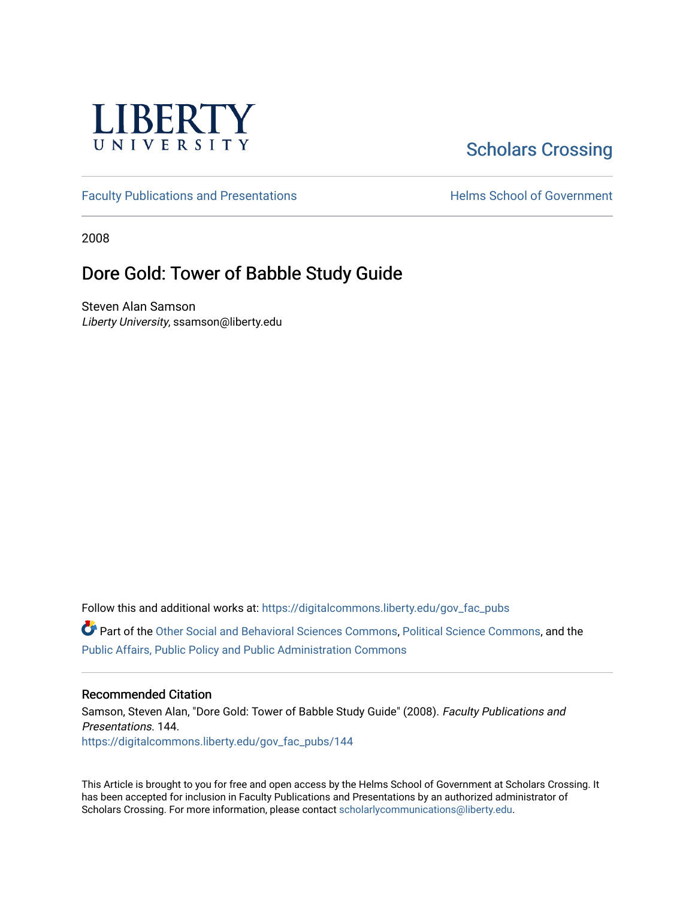LIBERTY UNIVERSITY

Scholars Crossing

Faculty Publications and Presentations

Helms School of Government

2008

# Dore Gold: Tower of Babble Study Guide

Steven Alan Samson
*Liberty University*, ssamson@liberty.edu

Follow this and additional works at: https://digitalcommons.liberty.edu/gov_fac_pubs

Part of the Other Social and Behavioral Sciences Commons, Political Science Commons, and the Public Affairs, Public Policy and Public Administration Commons

## Recommended Citation

Samson, Steven Alan, "Dore Gold: Tower of Babble Study Guide" (2008). *Faculty Publications and Presentations*. 144.
https://digitalcommons.liberty.edu/gov_fac_pubs/144

This Article is brought to you for free and open access by the Helms School of Government at Scholars Crossing. It has been accepted for inclusion in Faculty Publications and Presentations by an authorized administrator of Scholars Crossing. For more information, please contact scholarlycommunications@liberty.edu.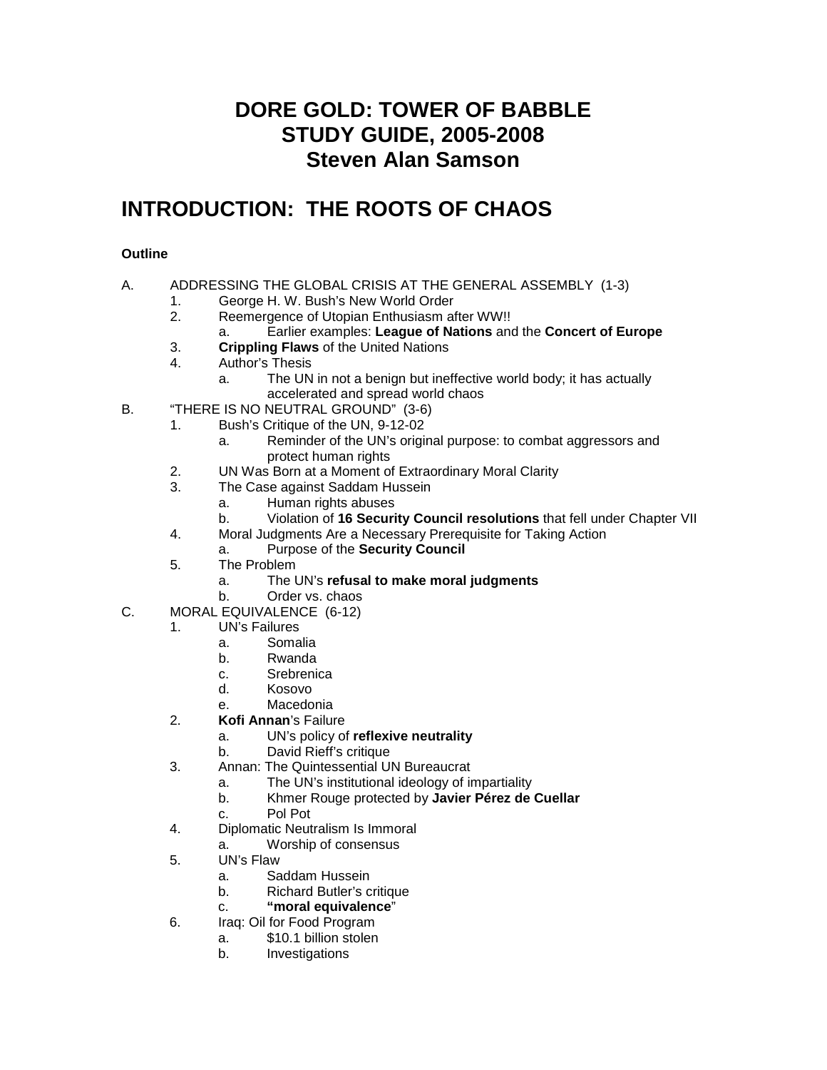# DORE GOLD: TOWER OF BABBLE
# STUDY GUIDE, 2005-2008
# Steven Alan Samson

## INTRODUCTION: THE ROOTS OF CHAOS

**Outline**

A. ADDRESSING THE GLOBAL CRISIS AT THE GENERAL ASSEMBLY (1-3)
   1. George H. W. Bush's New World Order
   2. Reemergence of Utopian Enthusiasm after WW!!
      a. Earlier examples: **League of Nations** and the **Concert of Europe**
   3. **Crippling Flaws** of the United Nations
   4. Author's Thesis
      a. The UN in not a benign but ineffective world body; it has actually accelerated and spread world chaos

B. "THERE IS NO NEUTRAL GROUND" (3-6)
   1. Bush's Critique of the UN, 9-12-02
      a. Reminder of the UN's original purpose: to combat aggressors and protect human rights
   2. UN Was Born at a Moment of Extraordinary Moral Clarity
   3. The Case against Saddam Hussein
      a. Human rights abuses
      b. Violation of **16 Security Council resolutions** that fell under Chapter VII
   4. Moral Judgments Are a Necessary Prerequisite for Taking Action
      a. Purpose of the **Security Council**
   5. The Problem
      a. The UN's **refusal to make moral judgments**
      b. Order vs. chaos

C. MORAL EQUIVALENCE (6-12)
   1. UN's Failures
      a. Somalia
      b. Rwanda
      c. Srebrenica
      d. Kosovo
      e. Macedonia
   2. **Kofi Annan**'s Failure
      a. UN's policy of **reflexive neutrality**
      b. David Rieff's critique
   3. Annan: The Quintessential UN Bureaucrat
      a. The UN's institutional ideology of impartiality
      b. Khmer Rouge protected by **Javier Pérez de Cuellar**
      c. Pol Pot
   4. Diplomatic Neutralism Is Immoral
      a. Worship of consensus
   5. UN's Flaw
      a. Saddam Hussein
      b. Richard Butler's critique
      c. **"moral equivalence**"
   6. Iraq: Oil for Food Program
      a. $10.1 billion stolen
      b. Investigations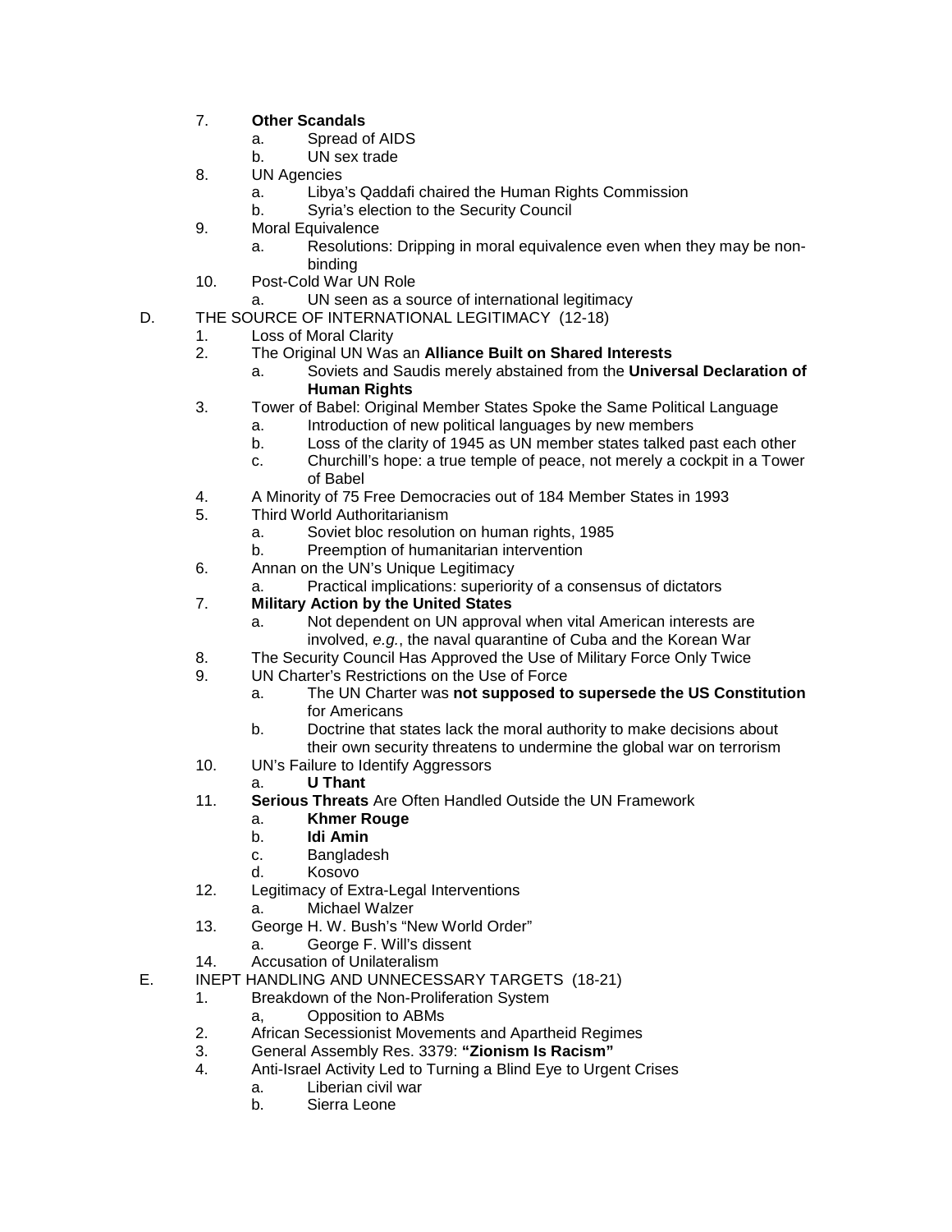7. **Other Scandals**
    a. Spread of AIDS
    b. UN sex trade
8. UN Agencies
    a. Libya's Qaddafi chaired the Human Rights Commission
    b. Syria's election to the Security Council
9. Moral Equivalence
    a. Resolutions: Dripping in moral equivalence even when they may be non-binding
10. Post-Cold War UN Role
    a. UN seen as a source of international legitimacy

D. THE SOURCE OF INTERNATIONAL LEGITIMACY (12-18)

1. Loss of Moral Clarity
2. The Original UN Was an **Alliance Built on Shared Interests**
    a. Soviets and Saudis merely abstained from the **Universal Declaration of Human Rights**
3. Tower of Babel: Original Member States Spoke the Same Political Language
    a. Introduction of new political languages by new members
    b. Loss of the clarity of 1945 as UN member states talked past each other
    c. Churchill's hope: a true temple of peace, not merely a cockpit in a Tower of Babel
4. A Minority of 75 Free Democracies out of 184 Member States in 1993
5. Third World Authoritarianism
    a. Soviet bloc resolution on human rights, 1985
    b. Preemption of humanitarian intervention
6. Annan on the UN's Unique Legitimacy
    a. Practical implications: superiority of a consensus of dictators
7. **Military Action by the United States**
    a. Not dependent on UN approval when vital American interests are involved, *e.g.*, the naval quarantine of Cuba and the Korean War
8. The Security Council Has Approved the Use of Military Force Only Twice
9. UN Charter's Restrictions on the Use of Force
    a. The UN Charter was **not supposed to supersede the US Constitution** for Americans
    b. Doctrine that states lack the moral authority to make decisions about their own security threatens to undermine the global war on terrorism
10. UN's Failure to Identify Aggressors
    a. **U Thant**
11. **Serious Threats** Are Often Handled Outside the UN Framework
    a. **Khmer Rouge**
    b. **Idi Amin**
    c. Bangladesh
    d. Kosovo
12. Legitimacy of Extra-Legal Interventions
    a. Michael Walzer
13. George H. W. Bush's "New World Order"
    a. George F. Will's dissent
14. Accusation of Unilateralism

E. INEPT HANDLING AND UNNECESSARY TARGETS (18-21)

1. Breakdown of the Non-Proliferation System
    a, Opposition to ABMs
2. African Secessionist Movements and Apartheid Regimes
3. General Assembly Res. 3379: **"Zionism Is Racism"**
4. Anti-Israel Activity Led to Turning a Blind Eye to Urgent Crises
    a. Liberian civil war
    b. Sierra Leone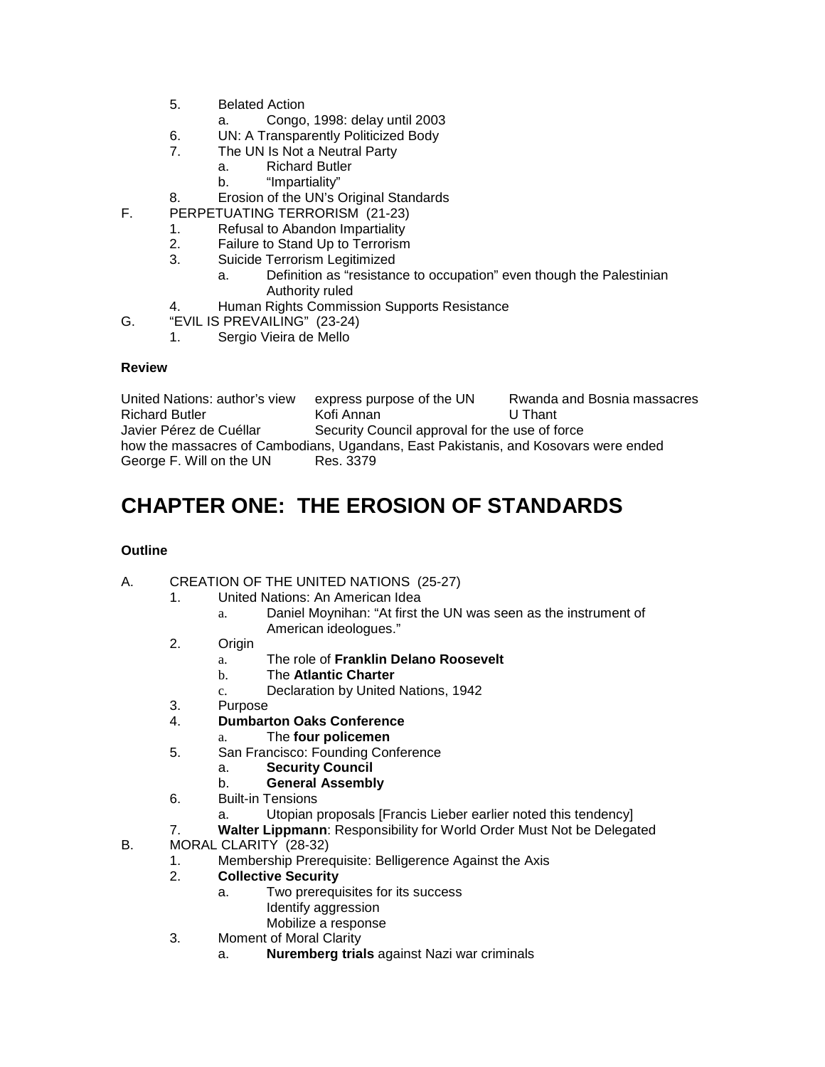5. Belated Action
    a. Congo, 1998: delay until 2003
6. UN: A Transparently Politicized Body
7. The UN Is Not a Neutral Party
    a. Richard Butler
    b. "Impartiality"
8. Erosion of the UN's Original Standards

F. PERPETUATING TERRORISM (21-23)
1. Refusal to Abandon Impartiality
2. Failure to Stand Up to Terrorism
3. Suicide Terrorism Legitimized
    a. Definition as "resistance to occupation" even though the Palestinian Authority ruled
4. Human Rights Commission Supports Resistance

G. "EVIL IS PREVAILING" (23-24)
1. Sergio Vieira de Mello

**Review**

United Nations: author's view — express purpose of the UN — Rwanda and Bosnia massacres
Richard Butler — Kofi Annan — U Thant
Javier Pérez de Cuéllar — Security Council approval for the use of force
how the massacres of Cambodians, Ugandans, East Pakistanis, and Kosovars were ended
George F. Will on the UN — Res. 3379

# CHAPTER ONE: THE EROSION OF STANDARDS

**Outline**

A. CREATION OF THE UNITED NATIONS (25-27)
1. United Nations: An American Idea
    a. Daniel Moynihan: "At first the UN was seen as the instrument of American ideologues."
2. Origin
    a. The role of **Franklin Delano Roosevelt**
    b. The **Atlantic Charter**
    c. Declaration by United Nations, 1942
3. Purpose
4. **Dumbarton Oaks Conference**
    a. The **four policemen**
5. San Francisco: Founding Conference
    a. **Security Council**
    b. **General Assembly**
6. Built-in Tensions
    a. Utopian proposals [Francis Lieber earlier noted this tendency]
7. **Walter Lippmann**: Responsibility for World Order Must Not be Delegated

B. MORAL CLARITY (28-32)
1. Membership Prerequisite: Belligerence Against the Axis
2. **Collective Security**
    a. Two prerequisites for its success
        Identify aggression
        Mobilize a response
3. Moment of Moral Clarity
    a. **Nuremberg trials** against Nazi war criminals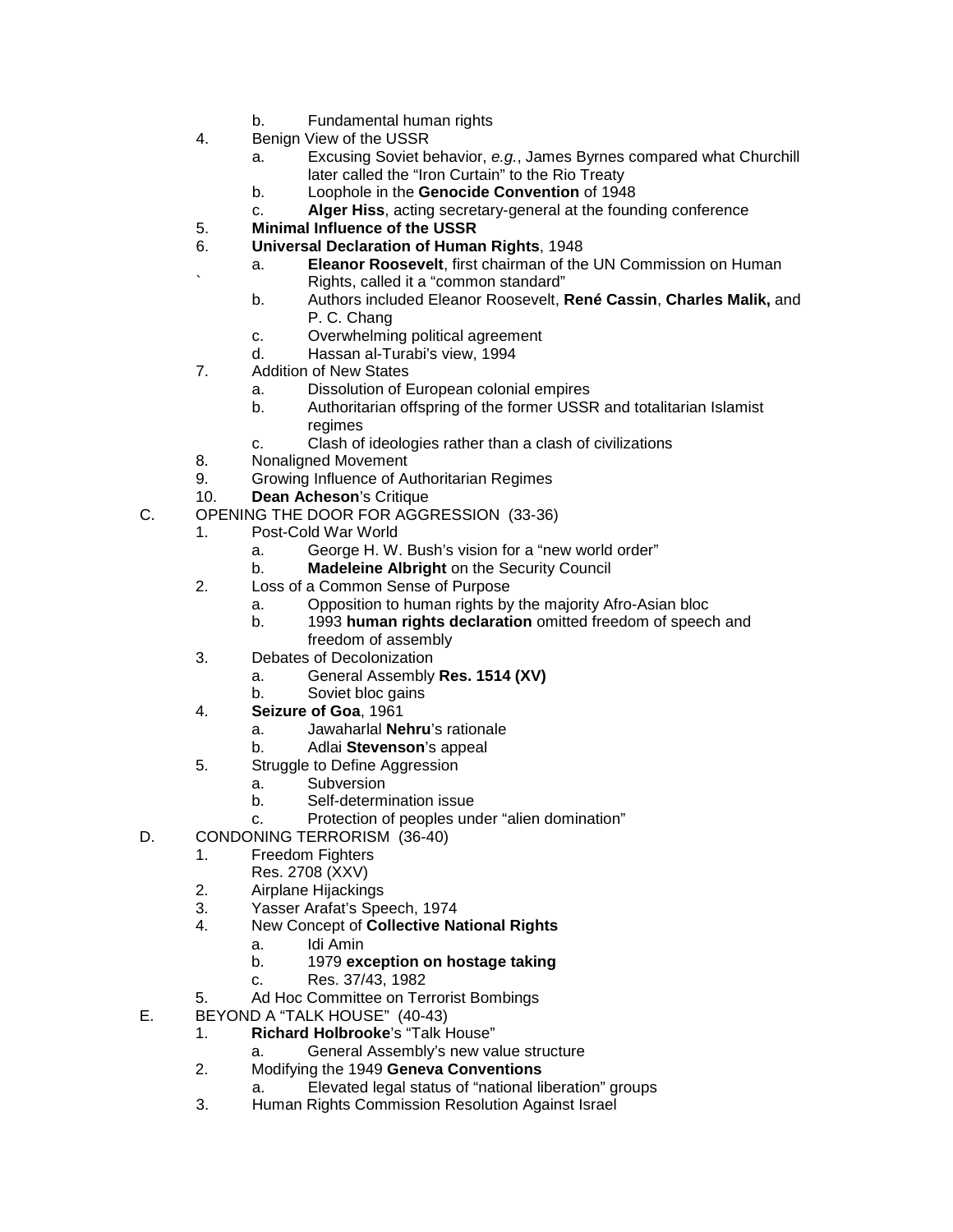b. Fundamental human rights

4. Benign View of the USSR
   a. Excusing Soviet behavior, *e.g.*, James Byrnes compared what Churchill later called the "Iron Curtain" to the Rio Treaty
   b. Loophole in the **Genocide Convention** of 1948
   c. **Alger Hiss**, acting secretary-general at the founding conference
5. **Minimal Influence of the USSR**
6. **Universal Declaration of Human Rights**, 1948
   a. **Eleanor Roosevelt**, first chairman of the UN Commission on Human Rights, called it a "common standard"
   b. Authors included Eleanor Roosevelt, **René Cassin**, **Charles Malik,** and P. C. Chang
   c. Overwhelming political agreement
   d. Hassan al-Turabi's view, 1994
7. Addition of New States
   a. Dissolution of European colonial empires
   b. Authoritarian offspring of the former USSR and totalitarian Islamist regimes
   c. Clash of ideologies rather than a clash of civilizations
8. Nonaligned Movement
9. Growing Influence of Authoritarian Regimes
10. **Dean Acheson**'s Critique

C. OPENING THE DOOR FOR AGGRESSION (33-36)
   1. Post-Cold War World
      a. George H. W. Bush's vision for a "new world order"
      b. **Madeleine Albright** on the Security Council
   2. Loss of a Common Sense of Purpose
      a. Opposition to human rights by the majority Afro-Asian bloc
      b. 1993 **human rights declaration** omitted freedom of speech and freedom of assembly
   3. Debates of Decolonization
      a. General Assembly **Res. 1514 (XV)**
      b. Soviet bloc gains
   4. **Seizure of Goa**, 1961
      a. Jawaharlal **Nehru**'s rationale
      b. Adlai **Stevenson**'s appeal
   5. Struggle to Define Aggression
      a. Subversion
      b. Self-determination issue
      c. Protection of peoples under "alien domination"

D. CONDONING TERRORISM (36-40)
   1. Freedom Fighters
      Res. 2708 (XXV)
   2. Airplane Hijackings
   3. Yasser Arafat's Speech, 1974
   4. New Concept of **Collective National Rights**
      a. Idi Amin
      b. 1979 **exception on hostage taking**
      c. Res. 37/43, 1982
   5. Ad Hoc Committee on Terrorist Bombings

E. BEYOND A "TALK HOUSE" (40-43)
   1. **Richard Holbrooke**'s "Talk House"
      a. General Assembly's new value structure
   2. Modifying the 1949 **Geneva Conventions**
      a. Elevated legal status of "national liberation" groups
   3. Human Rights Commission Resolution Against Israel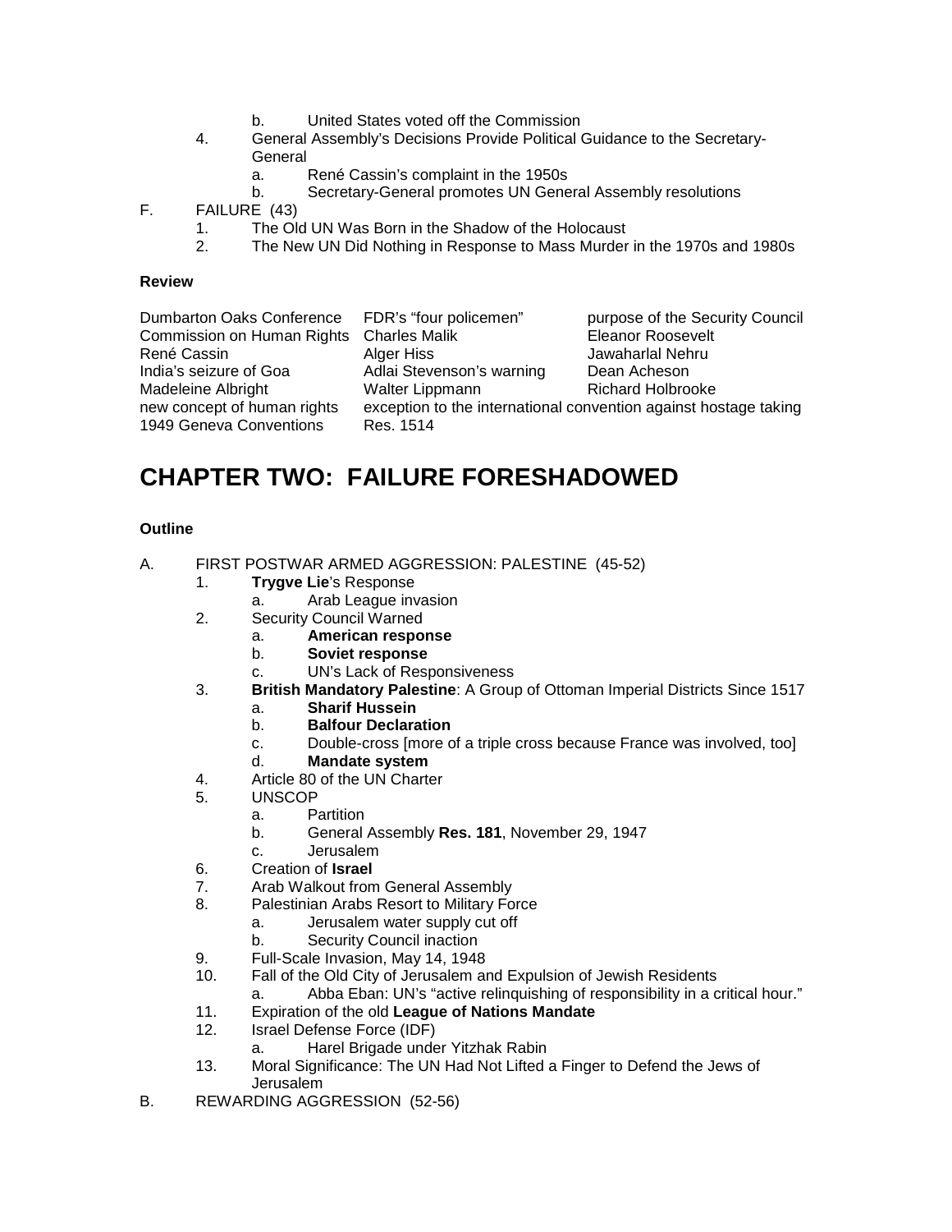- b. United States voted off the Commission
4. General Assembly's Decisions Provide Political Guidance to the Secretary-General
   - a. René Cassin's complaint in the 1950s
   - b. Secretary-General promotes UN General Assembly resolutions

F. FAILURE (43)
1. The Old UN Was Born in the Shadow of the Holocaust
2. The New UN Did Nothing in Response to Mass Murder in the 1970s and 1980s

**Review**

| | | |
|---|---|---|
| Dumbarton Oaks Conference | FDR's "four policemen" | purpose of the Security Council |
| Commission on Human Rights | Charles Malik | Eleanor Roosevelt |
| René Cassin | Alger Hiss | Jawaharlal Nehru |
| India's seizure of Goa | Adlai Stevenson's warning | Dean Acheson |
| Madeleine Albright | Walter Lippmann | Richard Holbrooke |
| new concept of human rights | exception to the international convention against hostage taking | |
| 1949 Geneva Conventions | Res. 1514 | |

# CHAPTER TWO: FAILURE FORESHADOWED

**Outline**

A. FIRST POSTWAR ARMED AGGRESSION: PALESTINE (45-52)
1. **Trygve Lie**'s Response
   - a. Arab League invasion
2. Security Council Warned
   - a. **American response**
   - b. **Soviet response**
   - c. UN's Lack of Responsiveness
3. **British Mandatory Palestine**: A Group of Ottoman Imperial Districts Since 1517
   - a. **Sharif Hussein**
   - b. **Balfour Declaration**
   - c. Double-cross [more of a triple cross because France was involved, too]
   - d. **Mandate system**
4. Article 80 of the UN Charter
5. UNSCOP
   - a. Partition
   - b. General Assembly **Res. 181**, November 29, 1947
   - c. Jerusalem
6. Creation of **Israel**
7. Arab Walkout from General Assembly
8. Palestinian Arabs Resort to Military Force
   - a. Jerusalem water supply cut off
   - b. Security Council inaction
9. Full-Scale Invasion, May 14, 1948
10. Fall of the Old City of Jerusalem and Expulsion of Jewish Residents
    - a. Abba Eban: UN's "active relinquishing of responsibility in a critical hour."
11. Expiration of the old **League of Nations Mandate**
12. Israel Defense Force (IDF)
    - a. Harel Brigade under Yitzhak Rabin
13. Moral Significance: The UN Had Not Lifted a Finger to Defend the Jews of Jerusalem

B. REWARDING AGGRESSION (52-56)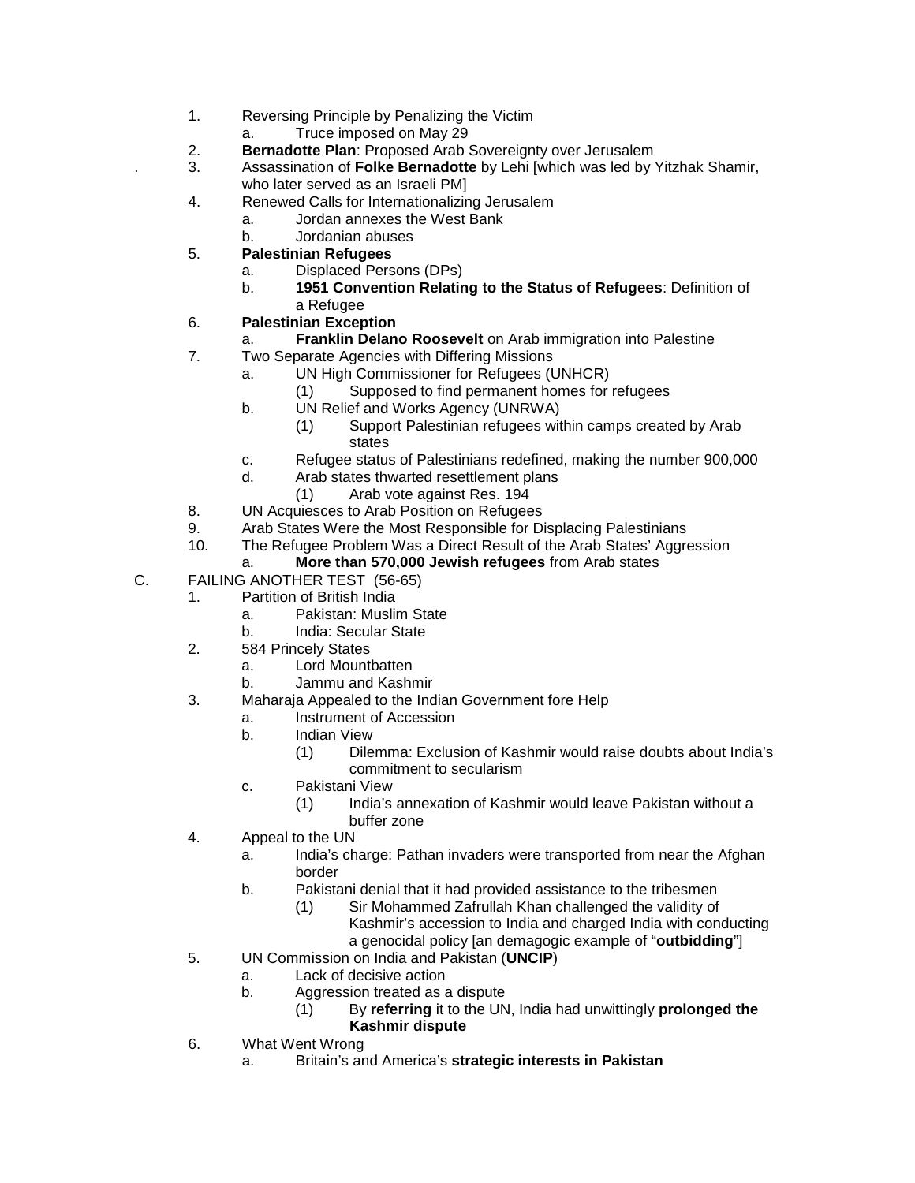1. Reversing Principle by Penalizing the Victim
    a. Truce imposed on May 29
2. **Bernadotte Plan**: Proposed Arab Sovereignty over Jerusalem
3. Assassination of **Folke Bernadotte** by Lehi [which was led by Yitzhak Shamir, who later served as an Israeli PM]
4. Renewed Calls for Internationalizing Jerusalem
    a. Jordan annexes the West Bank
    b. Jordanian abuses
5. **Palestinian Refugees**
    a. Displaced Persons (DPs)
    b. **1951 Convention Relating to the Status of Refugees**: Definition of a Refugee
6. **Palestinian Exception**
    a. **Franklin Delano Roosevelt** on Arab immigration into Palestine
7. Two Separate Agencies with Differing Missions
    a. UN High Commissioner for Refugees (UNHCR)
        (1) Supposed to find permanent homes for refugees
    b. UN Relief and Works Agency (UNRWA)
        (1) Support Palestinian refugees within camps created by Arab states
    c. Refugee status of Palestinians redefined, making the number 900,000
    d. Arab states thwarted resettlement plans
        (1) Arab vote against Res. 194
8. UN Acquiesces to Arab Position on Refugees
9. Arab States Were the Most Responsible for Displacing Palestinians
10. The Refugee Problem Was a Direct Result of the Arab States' Aggression
    a. **More than 570,000 Jewish refugees** from Arab states

C. FAILING ANOTHER TEST (56-65)

1. Partition of British India
    a. Pakistan: Muslim State
    b. India: Secular State
2. 584 Princely States
    a. Lord Mountbatten
    b. Jammu and Kashmir
3. Maharaja Appealed to the Indian Government fore Help
    a. Instrument of Accession
    b. Indian View
        (1) Dilemma: Exclusion of Kashmir would raise doubts about India's commitment to secularism
    c. Pakistani View
        (1) India's annexation of Kashmir would leave Pakistan without a buffer zone
4. Appeal to the UN
    a. India's charge: Pathan invaders were transported from near the Afghan border
    b. Pakistani denial that it had provided assistance to the tribesmen
        (1) Sir Mohammed Zafrullah Khan challenged the validity of Kashmir's accession to India and charged India with conducting a genocidal policy [an demagogic example of "**outbidding**"]
5. UN Commission on India and Pakistan (**UNCIP**)
    a. Lack of decisive action
    b. Aggression treated as a dispute
        (1) By **referring** it to the UN, India had unwittingly **prolonged the Kashmir dispute**
6. What Went Wrong
    a. Britain's and America's **strategic interests in Pakistan**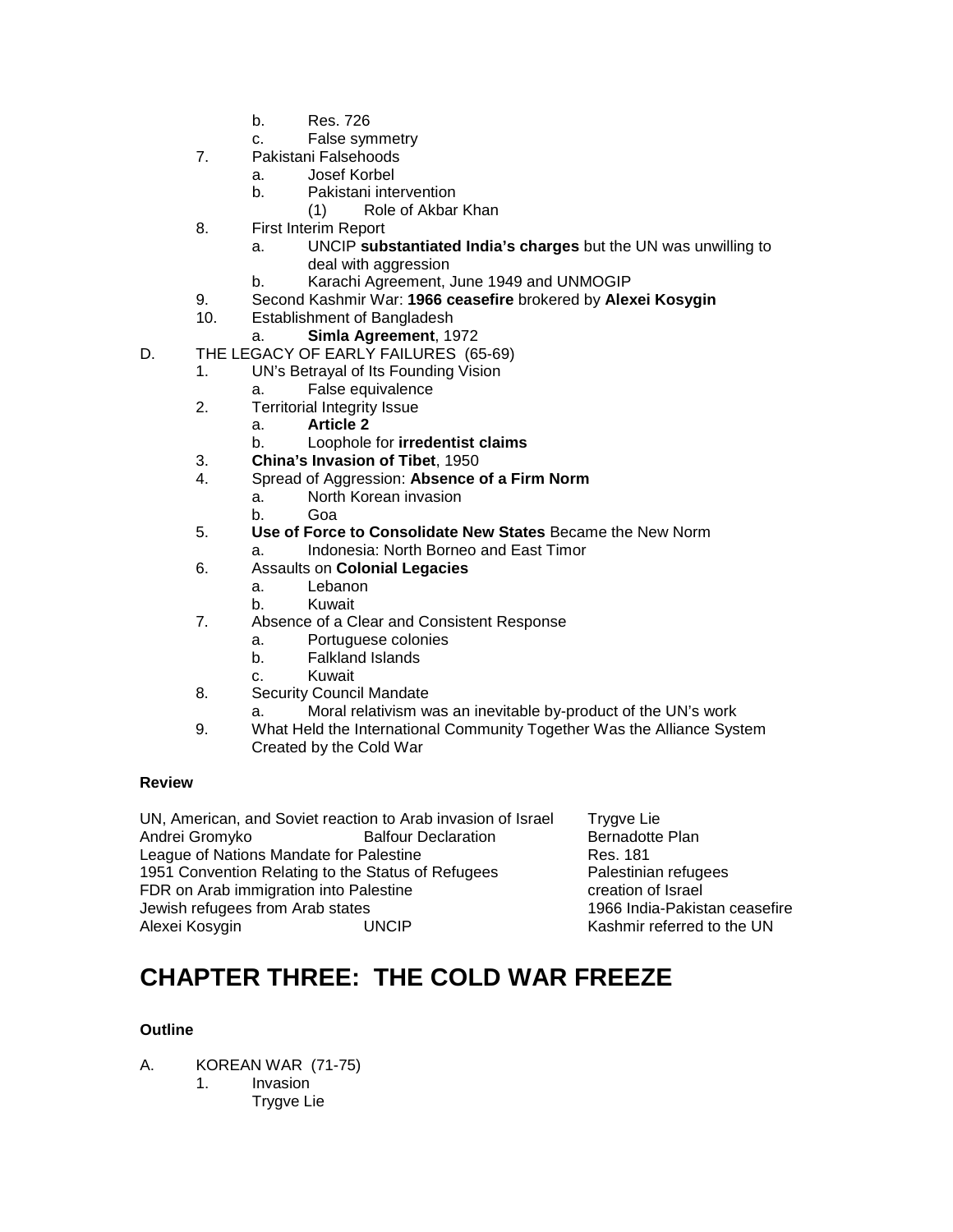b. Res. 726
        c. False symmetry
    7. Pakistani Falsehoods
        a. Josef Korbel
        b. Pakistani intervention
            (1) Role of Akbar Khan
    8. First Interim Report
        a. UNCIP **substantiated India's charges** but the UN was unwilling to deal with aggression
        b. Karachi Agreement, June 1949 and UNMOGIP
    9. Second Kashmir War: **1966 ceasefire** brokered by **Alexei Kosygin**
    10. Establishment of Bangladesh
        a. **Simla Agreement**, 1972

D. THE LEGACY OF EARLY FAILURES (65-69)
    1. UN's Betrayal of Its Founding Vision
        a. False equivalence
    2. Territorial Integrity Issue
        a. **Article 2**
        b. Loophole for **irredentist claims**
    3. **China's Invasion of Tibet**, 1950
    4. Spread of Aggression: **Absence of a Firm Norm**
        a. North Korean invasion
        b. Goa
    5. **Use of Force to Consolidate New States** Became the New Norm
        a. Indonesia: North Borneo and East Timor
    6. Assaults on **Colonial Legacies**
        a. Lebanon
        b. Kuwait
    7. Absence of a Clear and Consistent Response
        a. Portuguese colonies
        b. Falkland Islands
        c. Kuwait
    8. Security Council Mandate
        a. Moral relativism was an inevitable by-product of the UN's work
    9. What Held the International Community Together Was the Alliance System Created by the Cold War

**Review**

UN, American, and Soviet reaction to Arab invasion of Israel — Trygve Lie
Andrei Gromyko — Balfour Declaration — Bernadotte Plan
League of Nations Mandate for Palestine — Res. 181
1951 Convention Relating to the Status of Refugees — Palestinian refugees
FDR on Arab immigration into Palestine — creation of Israel
Jewish refugees from Arab states — 1966 India-Pakistan ceasefire
Alexei Kosygin — UNCIP — Kashmir referred to the UN

# CHAPTER THREE: THE COLD WAR FREEZE

**Outline**

A. KOREAN WAR (71-75)
    1. Invasion
        Trygve Lie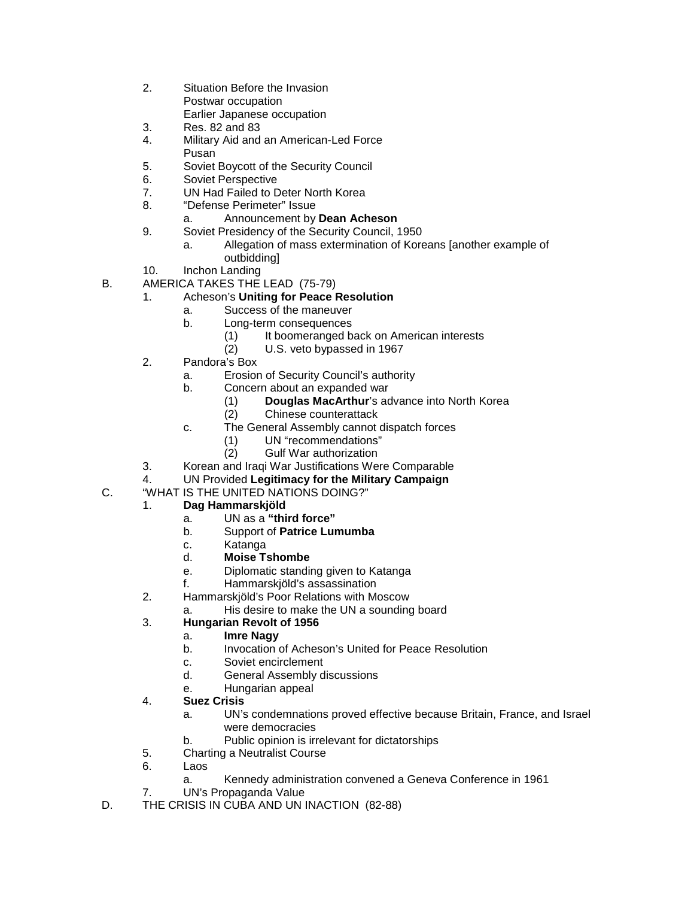2. Situation Before the Invasion
   Postwar occupation
   Earlier Japanese occupation
3. Res. 82 and 83
4. Military Aid and an American-Led Force
   Pusan
5. Soviet Boycott of the Security Council
6. Soviet Perspective
7. UN Had Failed to Deter North Korea
8. "Defense Perimeter" Issue
   a. Announcement by **Dean Acheson**
9. Soviet Presidency of the Security Council, 1950
   a. Allegation of mass extermination of Koreans [another example of outbidding]
10. Inchon Landing

B. AMERICA TAKES THE LEAD (75-79)
   1. Acheson's **Uniting for Peace Resolution**
      a. Success of the maneuver
      b. Long-term consequences
         (1) It boomeranged back on American interests
         (2) U.S. veto bypassed in 1967
   2. Pandora's Box
      a. Erosion of Security Council's authority
      b. Concern about an expanded war
         (1) **Douglas MacArthur**'s advance into North Korea
         (2) Chinese counterattack
      c. The General Assembly cannot dispatch forces
         (1) UN "recommendations"
         (2) Gulf War authorization
   3. Korean and Iraqi War Justifications Were Comparable
   4. UN Provided **Legitimacy for the Military Campaign**

C. "WHAT IS THE UNITED NATIONS DOING?"
   1. **Dag Hammarskjöld**
      a. UN as a **"third force"**
      b. Support of **Patrice Lumumba**
      c. Katanga
      d. **Moise Tshombe**
      e. Diplomatic standing given to Katanga
      f. Hammarskjöld's assassination
   2. Hammarskjöld's Poor Relations with Moscow
      a. His desire to make the UN a sounding board
   3. **Hungarian Revolt of 1956**
      a. **Imre Nagy**
      b. Invocation of Acheson's United for Peace Resolution
      c. Soviet encirclement
      d. General Assembly discussions
      e. Hungarian appeal
   4. **Suez Crisis**
      a. UN's condemnations proved effective because Britain, France, and Israel were democracies
      b. Public opinion is irrelevant for dictatorships
   5. Charting a Neutralist Course
   6. Laos
      a. Kennedy administration convened a Geneva Conference in 1961
   7. UN's Propaganda Value

D. THE CRISIS IN CUBA AND UN INACTION (82-88)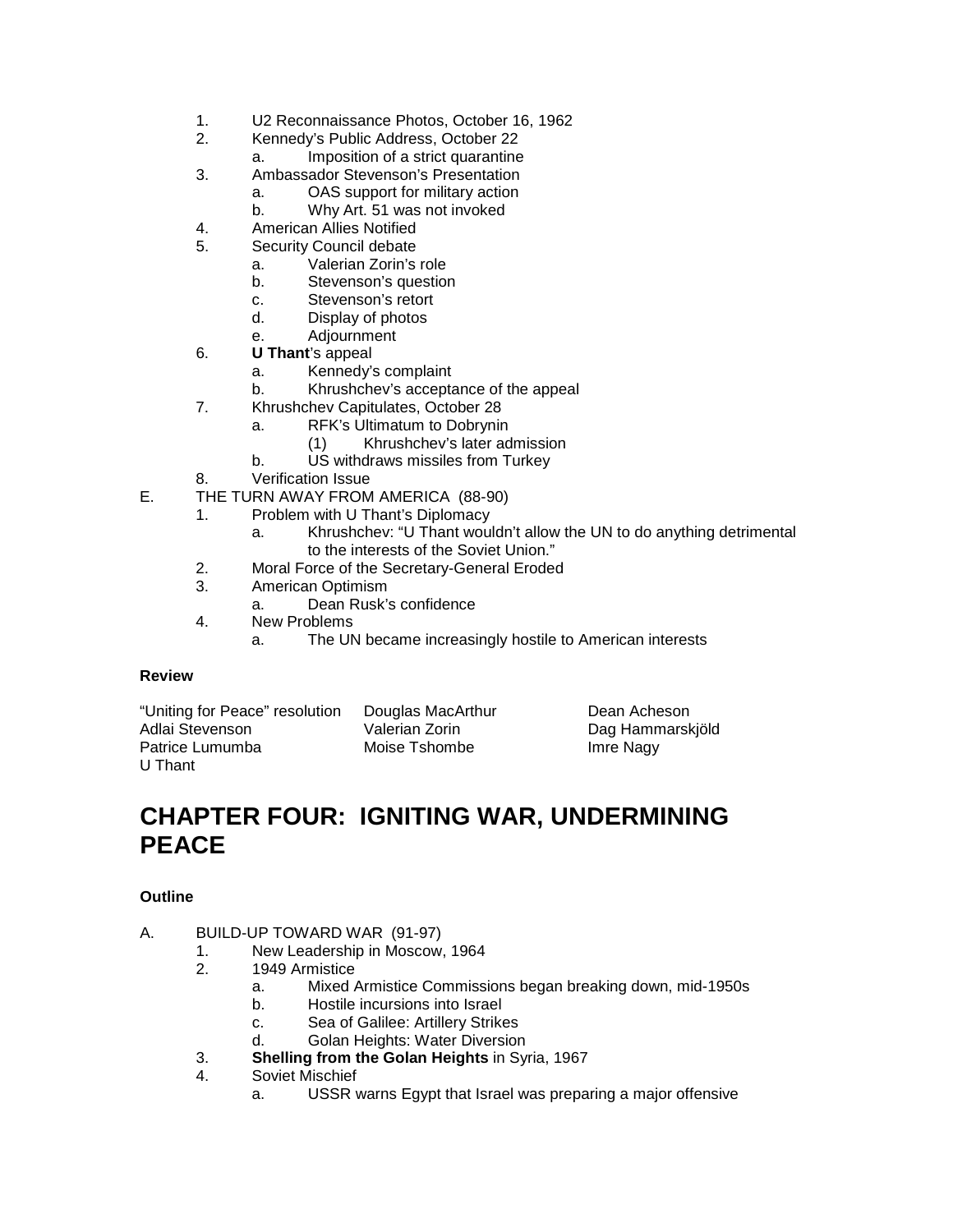1. U2 Reconnaissance Photos, October 16, 1962
2. Kennedy's Public Address, October 22
    a. Imposition of a strict quarantine
3. Ambassador Stevenson's Presentation
    a. OAS support for military action
    b. Why Art. 51 was not invoked
4. American Allies Notified
5. Security Council debate
    a. Valerian Zorin's role
    b. Stevenson's question
    c. Stevenson's retort
    d. Display of photos
    e. Adjournment
6. **U Thant**'s appeal
    a. Kennedy's complaint
    b. Khrushchev's acceptance of the appeal
7. Khrushchev Capitulates, October 28
    a. RFK's Ultimatum to Dobrynin
        (1) Khrushchev's later admission
    b. US withdraws missiles from Turkey
8. Verification Issue

E. THE TURN AWAY FROM AMERICA (88-90)

1. Problem with U Thant's Diplomacy
    a. Khrushchev: "U Thant wouldn't allow the UN to do anything detrimental to the interests of the Soviet Union."
2. Moral Force of the Secretary-General Eroded
3. American Optimism
    a. Dean Rusk's confidence
4. New Problems
    a. The UN became increasingly hostile to American interests

**Review**

| | | |
|---|---|---|
| "Uniting for Peace" resolution | Douglas MacArthur | Dean Acheson |
| Adlai Stevenson | Valerian Zorin | Dag Hammarskjöld |
| Patrice Lumumba | Moise Tshombe | Imre Nagy |
| U Thant | | |

# CHAPTER FOUR: IGNITING WAR, UNDERMINING PEACE

**Outline**

A. BUILD-UP TOWARD WAR (91-97)

1. New Leadership in Moscow, 1964
2. 1949 Armistice
    a. Mixed Armistice Commissions began breaking down, mid-1950s
    b. Hostile incursions into Israel
    c. Sea of Galilee: Artillery Strikes
    d. Golan Heights: Water Diversion
3. **Shelling from the Golan Heights** in Syria, 1967
4. Soviet Mischief
    a. USSR warns Egypt that Israel was preparing a major offensive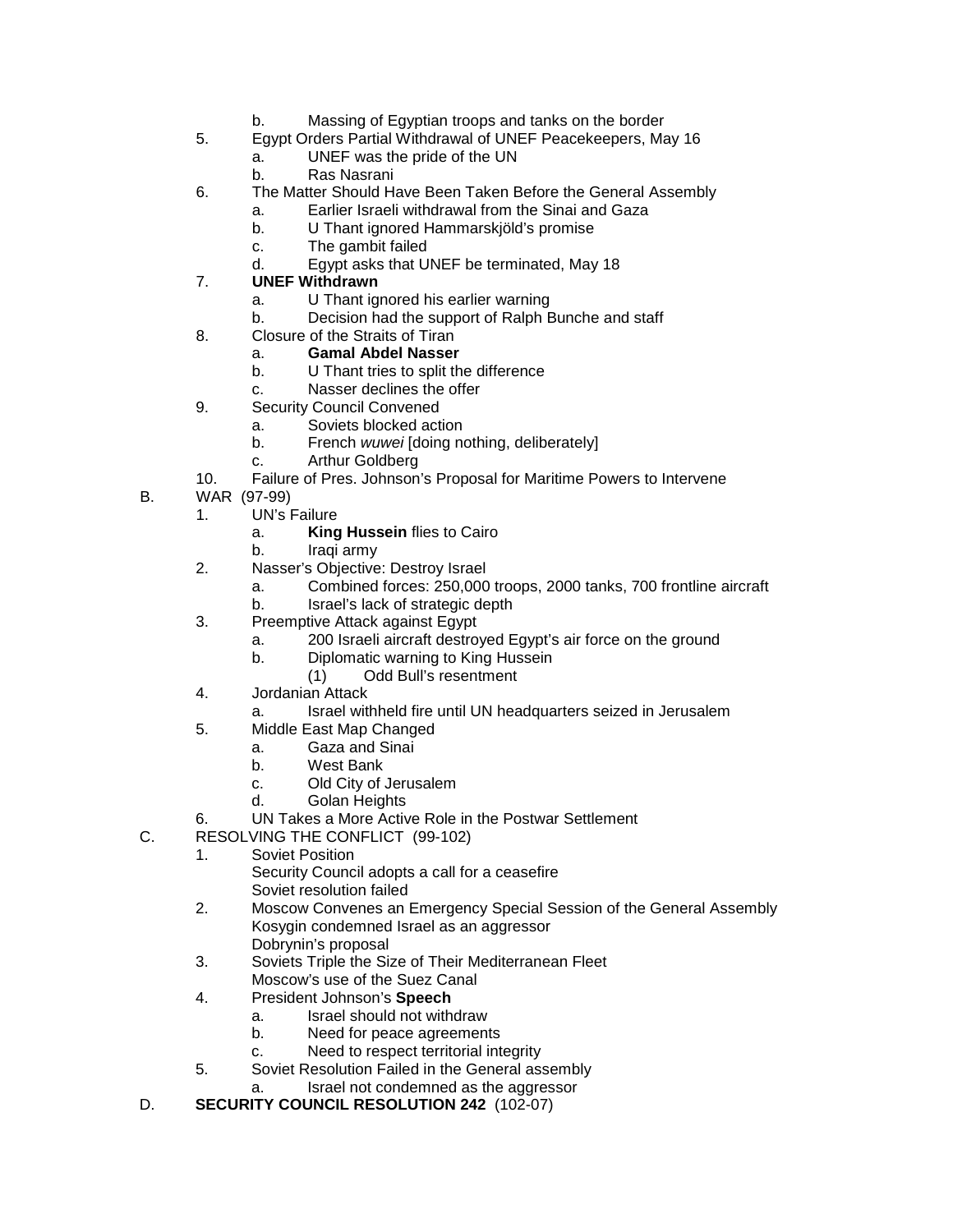b. Massing of Egyptian troops and tanks on the border

5. Egypt Orders Partial Withdrawal of UNEF Peacekeepers, May 16
   a. UNEF was the pride of the UN
   b. Ras Nasrani
6. The Matter Should Have Been Taken Before the General Assembly
   a. Earlier Israeli withdrawal from the Sinai and Gaza
   b. U Thant ignored Hammarskjöld's promise
   c. The gambit failed
   d. Egypt asks that UNEF be terminated, May 18
7. **UNEF Withdrawn**
   a. U Thant ignored his earlier warning
   b. Decision had the support of Ralph Bunche and staff
8. Closure of the Straits of Tiran
   a. **Gamal Abdel Nasser**
   b. U Thant tries to split the difference
   c. Nasser declines the offer
9. Security Council Convened
   a. Soviets blocked action
   b. French *wuwei* [doing nothing, deliberately]
   c. Arthur Goldberg
10. Failure of Pres. Johnson's Proposal for Maritime Powers to Intervene

B. WAR (97-99)

1. UN's Failure
   a. **King Hussein** flies to Cairo
   b. Iraqi army
2. Nasser's Objective: Destroy Israel
   a. Combined forces: 250,000 troops, 2000 tanks, 700 frontline aircraft
   b. Israel's lack of strategic depth
3. Preemptive Attack against Egypt
   a. 200 Israeli aircraft destroyed Egypt's air force on the ground
   b. Diplomatic warning to King Hussein
      (1) Odd Bull's resentment
4. Jordanian Attack
   a. Israel withheld fire until UN headquarters seized in Jerusalem
5. Middle East Map Changed
   a. Gaza and Sinai
   b. West Bank
   c. Old City of Jerusalem
   d. Golan Heights
6. UN Takes a More Active Role in the Postwar Settlement

C. RESOLVING THE CONFLICT (99-102)

1. Soviet Position
   Security Council adopts a call for a ceasefire
   Soviet resolution failed
2. Moscow Convenes an Emergency Special Session of the General Assembly
   Kosygin condemned Israel as an aggressor
   Dobrynin's proposal
3. Soviets Triple the Size of Their Mediterranean Fleet
   Moscow's use of the Suez Canal
4. President Johnson's **Speech**
   a. Israel should not withdraw
   b. Need for peace agreements
   c. Need to respect territorial integrity
5. Soviet Resolution Failed in the General assembly
   a. Israel not condemned as the aggressor

D. **SECURITY COUNCIL RESOLUTION 242** (102-07)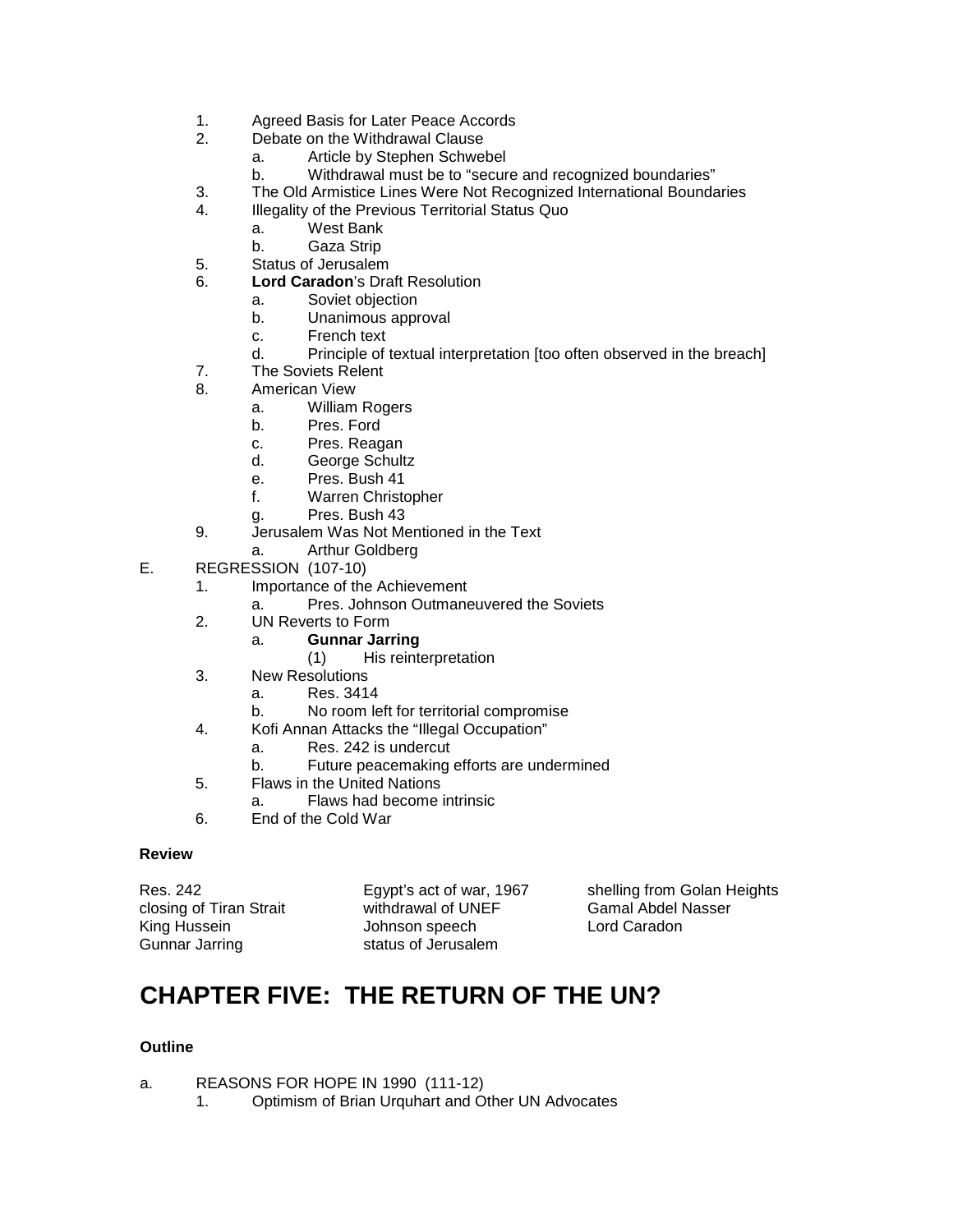1. Agreed Basis for Later Peace Accords
2. Debate on the Withdrawal Clause
    a. Article by Stephen Schwebel
    b. Withdrawal must be to "secure and recognized boundaries"
3. The Old Armistice Lines Were Not Recognized International Boundaries
4. Illegality of the Previous Territorial Status Quo
    a. West Bank
    b. Gaza Strip
5. Status of Jerusalem
6. **Lord Caradon**'s Draft Resolution
    a. Soviet objection
    b. Unanimous approval
    c. French text
    d. Principle of textual interpretation [too often observed in the breach]
7. The Soviets Relent
8. American View
    a. William Rogers
    b. Pres. Ford
    c. Pres. Reagan
    d. George Schultz
    e. Pres. Bush 41
    f. Warren Christopher
    g. Pres. Bush 43
9. Jerusalem Was Not Mentioned in the Text
    a. Arthur Goldberg

E. REGRESSION (107-10)
1. Importance of the Achievement
    a. Pres. Johnson Outmaneuvered the Soviets
2. UN Reverts to Form
    a. **Gunnar Jarring**
        (1) His reinterpretation
3. New Resolutions
    a. Res. 3414
    b. No room left for territorial compromise
4. Kofi Annan Attacks the "Illegal Occupation"
    a. Res. 242 is undercut
    b. Future peacemaking efforts are undermined
5. Flaws in the United Nations
    a. Flaws had become intrinsic
6. End of the Cold War

**Review**

| | | |
|---|---|---|
| Res. 242 | Egypt's act of war, 1967 | shelling from Golan Heights |
| closing of Tiran Strait | withdrawal of UNEF | Gamal Abdel Nasser |
| King Hussein | Johnson speech | Lord Caradon |
| Gunnar Jarring | status of Jerusalem | |

# CHAPTER FIVE: THE RETURN OF THE UN?

**Outline**

a. REASONS FOR HOPE IN 1990 (111-12)
1. Optimism of Brian Urquhart and Other UN Advocates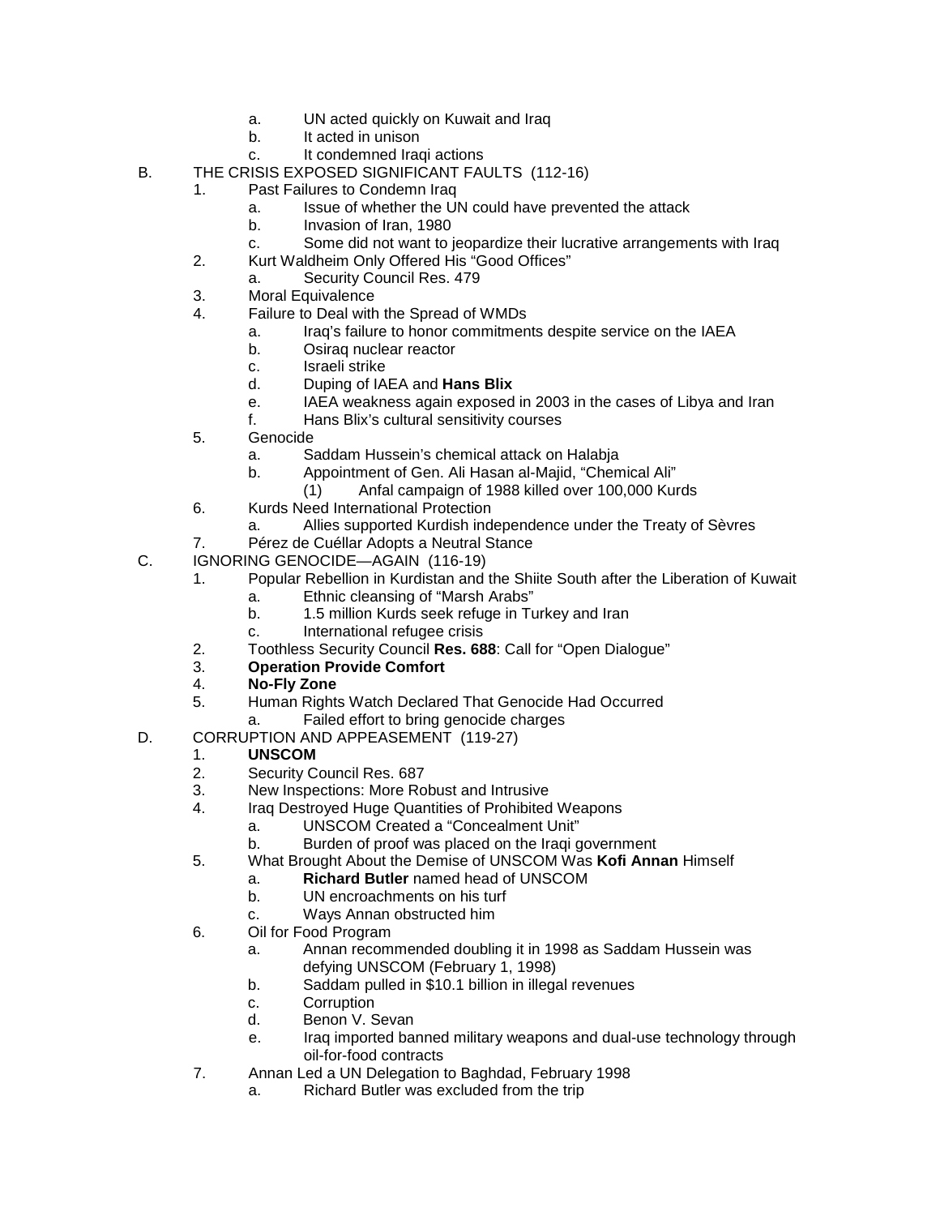a. UN acted quickly on Kuwait and Iraq
b. It acted in unison
c. It condemned Iraqi actions

B. THE CRISIS EXPOSED SIGNIFICANT FAULTS (112-16)
1. Past Failures to Condemn Iraq
   a. Issue of whether the UN could have prevented the attack
   b. Invasion of Iran, 1980
   c. Some did not want to jeopardize their lucrative arrangements with Iraq
2. Kurt Waldheim Only Offered His "Good Offices"
   a. Security Council Res. 479
3. Moral Equivalence
4. Failure to Deal with the Spread of WMDs
   a. Iraq's failure to honor commitments despite service on the IAEA
   b. Osiraq nuclear reactor
   c. Israeli strike
   d. Duping of IAEA and **Hans Blix**
   e. IAEA weakness again exposed in 2003 in the cases of Libya and Iran
   f. Hans Blix's cultural sensitivity courses
5. Genocide
   a. Saddam Hussein's chemical attack on Halabja
   b. Appointment of Gen. Ali Hasan al-Majid, "Chemical Ali"
      (1) Anfal campaign of 1988 killed over 100,000 Kurds
6. Kurds Need International Protection
   a. Allies supported Kurdish independence under the Treaty of Sèvres
7. Pérez de Cuéllar Adopts a Neutral Stance

C. IGNORING GENOCIDE—AGAIN (116-19)
1. Popular Rebellion in Kurdistan and the Shiite South after the Liberation of Kuwait
   a. Ethnic cleansing of "Marsh Arabs"
   b. 1.5 million Kurds seek refuge in Turkey and Iran
   c. International refugee crisis
2. Toothless Security Council **Res. 688**: Call for "Open Dialogue"
3. **Operation Provide Comfort**
4. **No-Fly Zone**
5. Human Rights Watch Declared That Genocide Had Occurred
   a. Failed effort to bring genocide charges

D. CORRUPTION AND APPEASEMENT (119-27)
1. **UNSCOM**
2. Security Council Res. 687
3. New Inspections: More Robust and Intrusive
4. Iraq Destroyed Huge Quantities of Prohibited Weapons
   a. UNSCOM Created a "Concealment Unit"
   b. Burden of proof was placed on the Iraqi government
5. What Brought About the Demise of UNSCOM Was **Kofi Annan** Himself
   a. **Richard Butler** named head of UNSCOM
   b. UN encroachments on his turf
   c. Ways Annan obstructed him
6. Oil for Food Program
   a. Annan recommended doubling it in 1998 as Saddam Hussein was defying UNSCOM (February 1, 1998)
   b. Saddam pulled in \$10.1 billion in illegal revenues
   c. Corruption
   d. Benon V. Sevan
   e. Iraq imported banned military weapons and dual-use technology through oil-for-food contracts
7. Annan Led a UN Delegation to Baghdad, February 1998
   a. Richard Butler was excluded from the trip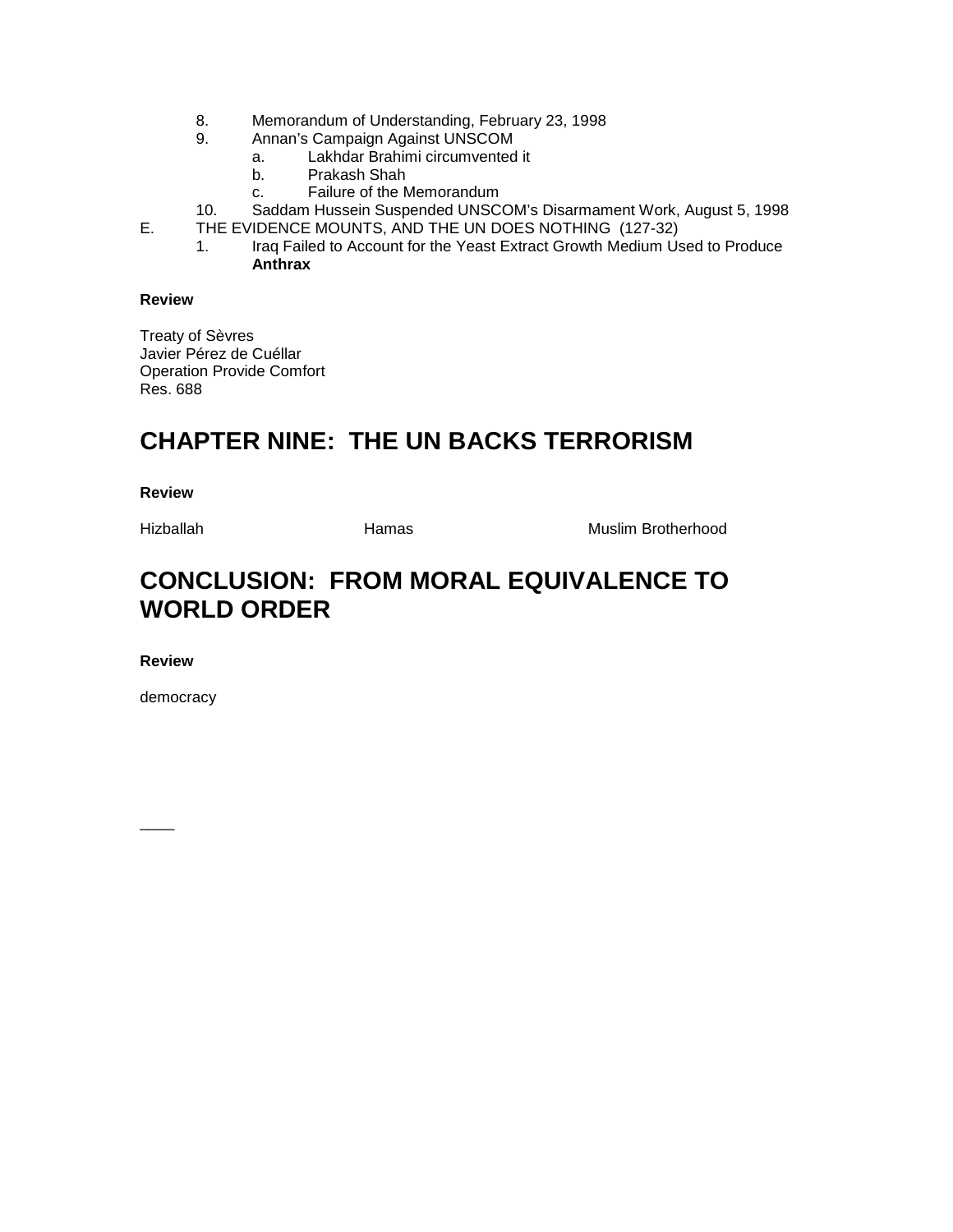8. Memorandum of Understanding, February 23, 1998
9. Annan's Campaign Against UNSCOM
    a. Lakhdar Brahimi circumvented it
    b. Prakash Shah
    c. Failure of the Memorandum
10. Saddam Hussein Suspended UNSCOM's Disarmament Work, August 5, 1998

E. THE EVIDENCE MOUNTS, AND THE UN DOES NOTHING (127-32)

1. Iraq Failed to Account for the Yeast Extract Growth Medium Used to Produce **Anthrax**

**Review**

Treaty of Sèvres
Javier Pérez de Cuéllar
Operation Provide Comfort
Res. 688

## CHAPTER NINE: THE UN BACKS TERRORISM

**Review**

Hizballah
Hamas
Muslim Brotherhood

## CONCLUSION: FROM MORAL EQUIVALENCE TO WORLD ORDER

**Review**

democracy

____